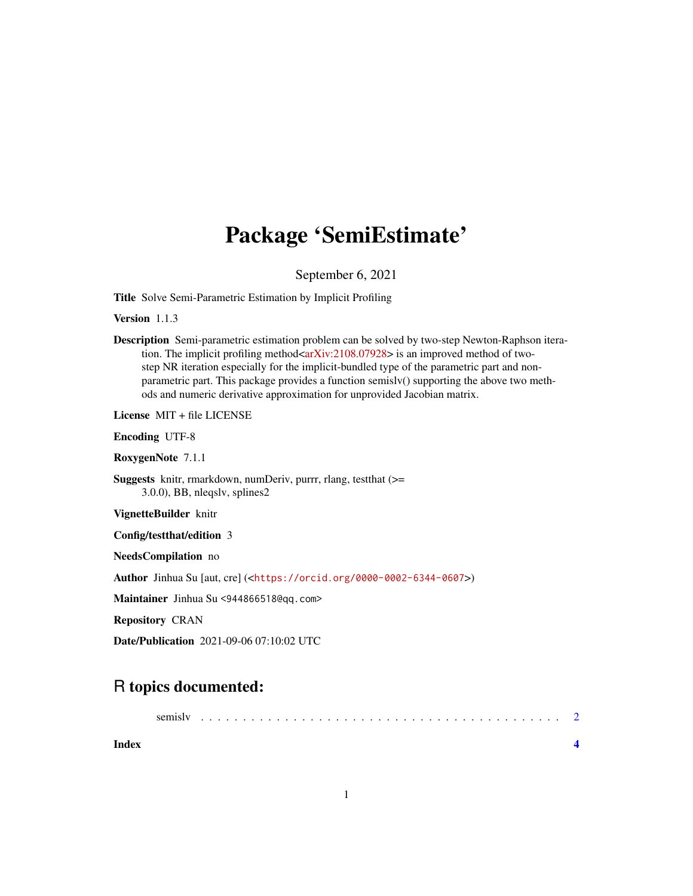# Package 'SemiEstimate'

September 6, 2021

**Title** Solve Semi-Parametric Estimation by Implicit Profiling

**Version** 1.1.3

**Description** Semi-parametric estimation problem can be solved by two-step Newton-Raphson iteration. The implicit profiling method<arXiv:2108.07928> is an improved method of two-step NR iteration especially for the implicit-bundled type of the parametric part and non-parametric part. This package provides a function semislv() supporting the above two methods and numeric derivative approximation for unprovided Jacobian matrix.

**License** MIT + file LICENSE

**Encoding** UTF-8

**RoxygenNote** 7.1.1

**Suggests** knitr, rmarkdown, numDeriv, purrr, rlang, testthat (>= 3.0.0), BB, nleqslv, splines2

**VignetteBuilder** knitr

**Config/testthat/edition** 3

**NeedsCompilation** no

**Author** Jinhua Su [aut, cre] (<https://orcid.org/0000-0002-6344-0607>)

**Maintainer** Jinhua Su <944866518@qq.com>

**Repository** CRAN

**Date/Publication** 2021-09-06 07:10:02 UTC

## R topics documented:

semislv . . . . . . . . . . . . . . . . . . . . . . . . . . . . . . . . . . . . . . . . . . . 2

**Index** **4**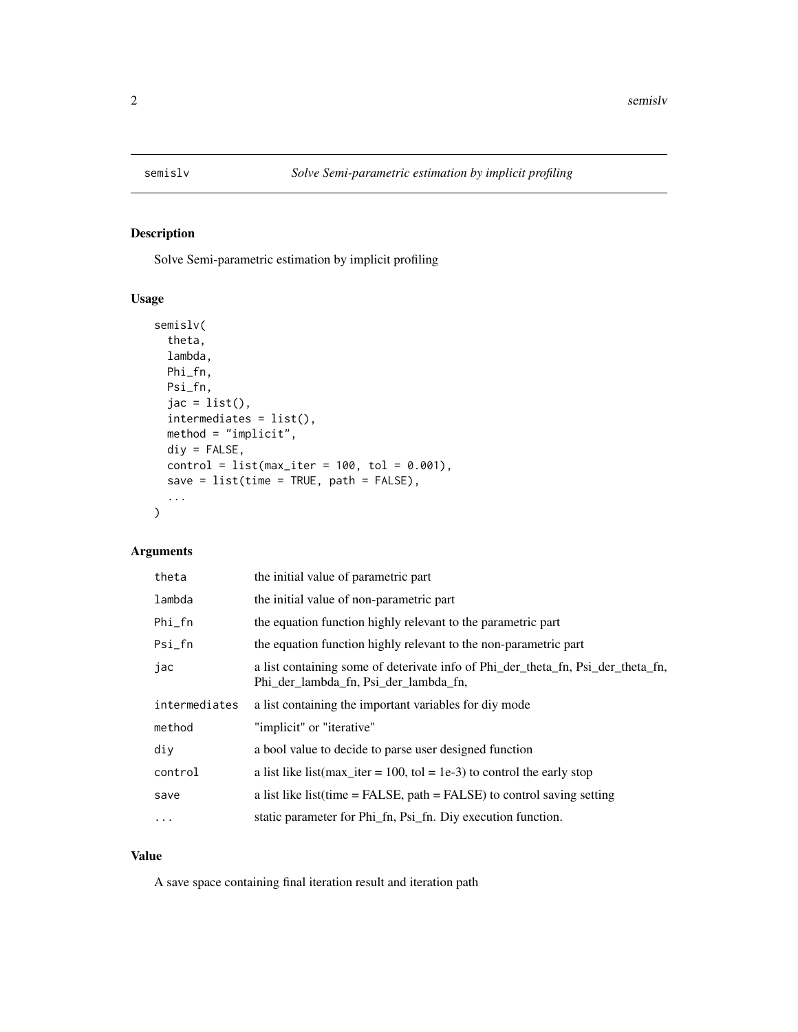semislv &emsp; *Solve Semi-parametric estimation by implicit profiling*

## Description

Solve Semi-parametric estimation by implicit profiling

## Usage

```
semislv(
  theta,
  lambda,
  Phi_fn,
  Psi_fn,
  jac = list(),
  intermediates = list(),
  method = "implicit",
  diy = FALSE,
  control = list(max_iter = 100, tol = 0.001),
  save = list(time = TRUE, path = FALSE),
  ...
)
```

## Arguments

| | |
|---|---|
| theta | the initial value of parametric part |
| lambda | the initial value of non-parametric part |
| Phi_fn | the equation function highly relevant to the parametric part |
| Psi_fn | the equation function highly relevant to the non-parametric part |
| jac | a list containing some of deterivate info of Phi_der_theta_fn, Psi_der_theta_fn, Phi_der_lambda_fn, Psi_der_lambda_fn, |
| intermediates | a list containing the important variables for diy mode |
| method | "implicit" or "iterative" |
| diy | a bool value to decide to parse user designed function |
| control | a list like list(max_iter = 100, tol = 1e-3) to control the early stop |
| save | a list like list(time = FALSE, path = FALSE) to control saving setting |
| ... | static parameter for Phi_fn, Psi_fn. Diy execution function. |

## Value

A save space containing final iteration result and iteration path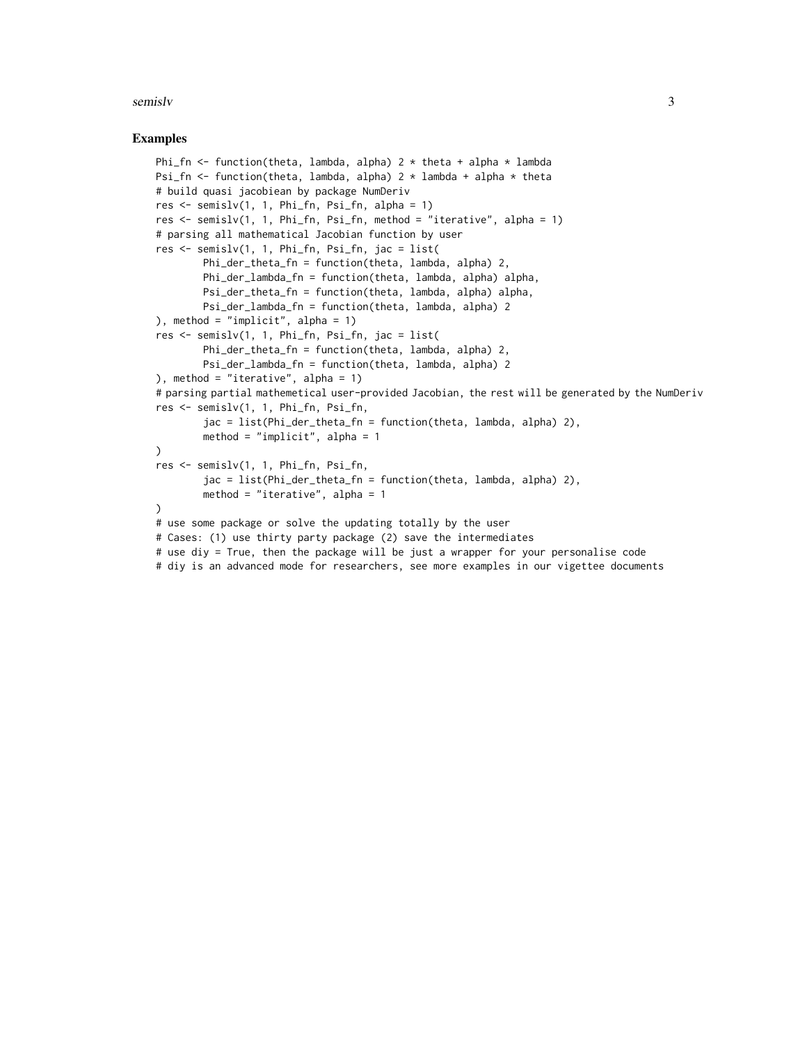## Examples

```
Phi_fn <- function(theta, lambda, alpha) 2 * theta + alpha * lambda
Psi_fn <- function(theta, lambda, alpha) 2 * lambda + alpha * theta
# build quasi jacobiean by package NumDeriv
res <- semislv(1, 1, Phi_fn, Psi_fn, alpha = 1)
res <- semislv(1, 1, Phi_fn, Psi_fn, method = "iterative", alpha = 1)
# parsing all mathematical Jacobian function by user
res <- semislv(1, 1, Phi_fn, Psi_fn, jac = list(
        Phi_der_theta_fn = function(theta, lambda, alpha) 2,
        Phi_der_lambda_fn = function(theta, lambda, alpha) alpha,
        Psi_der_theta_fn = function(theta, lambda, alpha) alpha,
        Psi_der_lambda_fn = function(theta, lambda, alpha) 2
), method = "implicit", alpha = 1)
res <- semislv(1, 1, Phi_fn, Psi_fn, jac = list(
        Phi_der_theta_fn = function(theta, lambda, alpha) 2,
        Psi_der_lambda_fn = function(theta, lambda, alpha) 2
), method = "iterative", alpha = 1)
# parsing partial mathemetical user-provided Jacobian, the rest will be generated by the NumDeriv
res <- semislv(1, 1, Phi_fn, Psi_fn,
        jac = list(Phi_der_theta_fn = function(theta, lambda, alpha) 2),
        method = "implicit", alpha = 1
)
res <- semislv(1, 1, Phi_fn, Psi_fn,
        jac = list(Phi_der_theta_fn = function(theta, lambda, alpha) 2),
        method = "iterative", alpha = 1
)
# use some package or solve the updating totally by the user
# Cases: (1) use thirty party package (2) save the intermediates
# use diy = True, then the package will be just a wrapper for your personalise code
# diy is an advanced mode for researchers, see more examples in our vigettee documents
```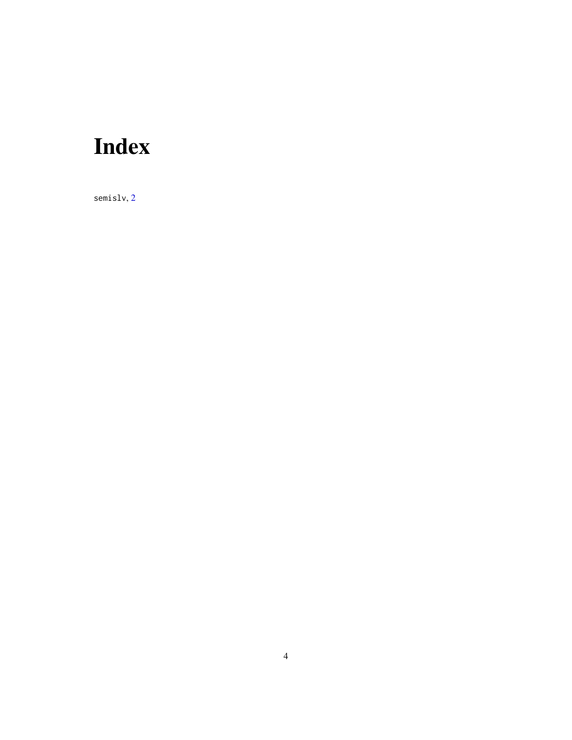# Index

semislv, 2